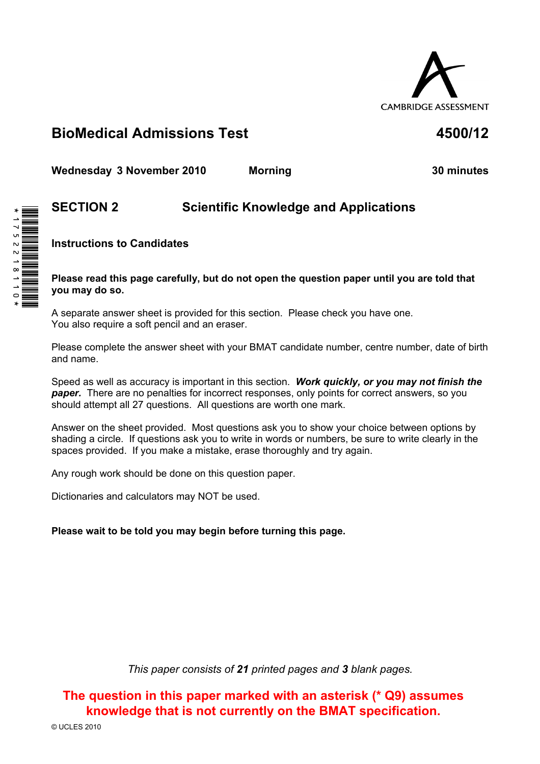CAMBRIDGE ASSESSMENT

# BioMedical Admissions Test — 4500/12

**Wednesday 3 November 2010 — Morning — 30 minutes**

## SECTION 2 — Scientific Knowledge and Applications

### Instructions to Candidates

**Please read this page carefully, but do not open the question paper until you are told that you may do so.**

A separate answer sheet is provided for this section. Please check you have one.
You also require a soft pencil and an eraser.

Please complete the answer sheet with your BMAT candidate number, centre number, date of birth and name.

Speed as well as accuracy is important in this section. ***Work quickly, or you may not finish the paper.*** There are no penalties for incorrect responses, only points for correct answers, so you should attempt all 27 questions. All questions are worth one mark.

Answer on the sheet provided. Most questions ask you to show your choice between options by shading a circle. If questions ask you to write in words or numbers, be sure to write clearly in the spaces provided. If you make a mistake, erase thoroughly and try again.

Any rough work should be done on this question paper.

Dictionaries and calculators may NOT be used.

**Please wait to be told you may begin before turning this page.**

*This paper consists of **21** printed pages and **3** blank pages.*

**The question in this paper marked with an asterisk (* Q9) assumes knowledge that is not currently on the BMAT specification.**

© UCLES 2010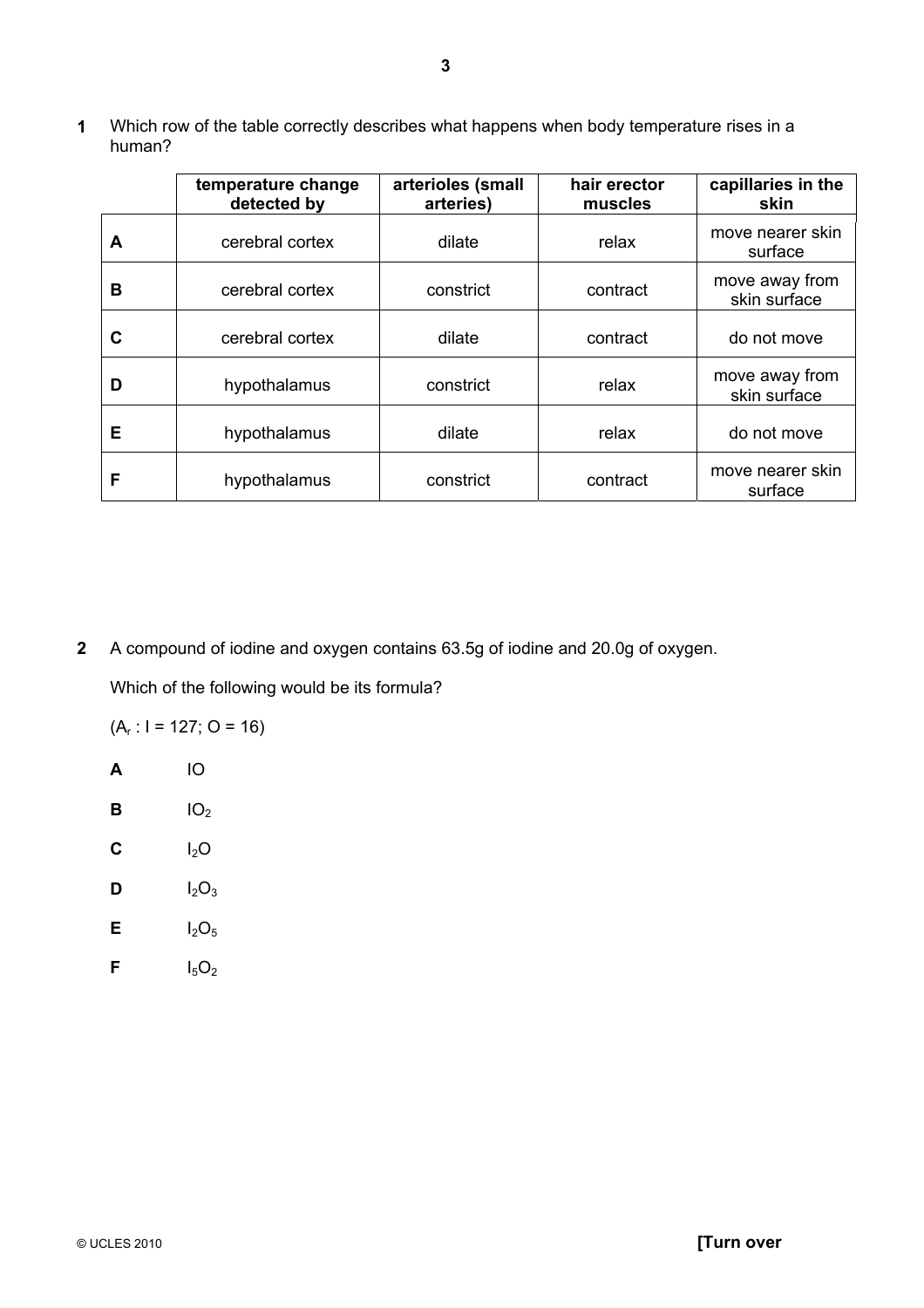**1** Which row of the table correctly describes what happens when body temperature rises in a human?

| | temperature change detected by | arterioles (small arteries) | hair erector muscles | capillaries in the skin |
|---|---|---|---|---|
| **A** | cerebral cortex | dilate | relax | move nearer skin surface |
| **B** | cerebral cortex | constrict | contract | move away from skin surface |
| **C** | cerebral cortex | dilate | contract | do not move |
| **D** | hypothalamus | constrict | relax | move away from skin surface |
| **E** | hypothalamus | dilate | relax | do not move |
| **F** | hypothalamus | constrict | contract | move nearer skin surface |

**2** A compound of iodine and oxygen contains 63.5g of iodine and 20.0g of oxygen.

Which of the following would be its formula?

($A_r$ : I = 127; O = 16)

**A** $IO$

**B** $IO_2$

**C** $I_2O$

**D** $I_2O_3$

**E** $I_2O_5$

**F** $I_5O_2$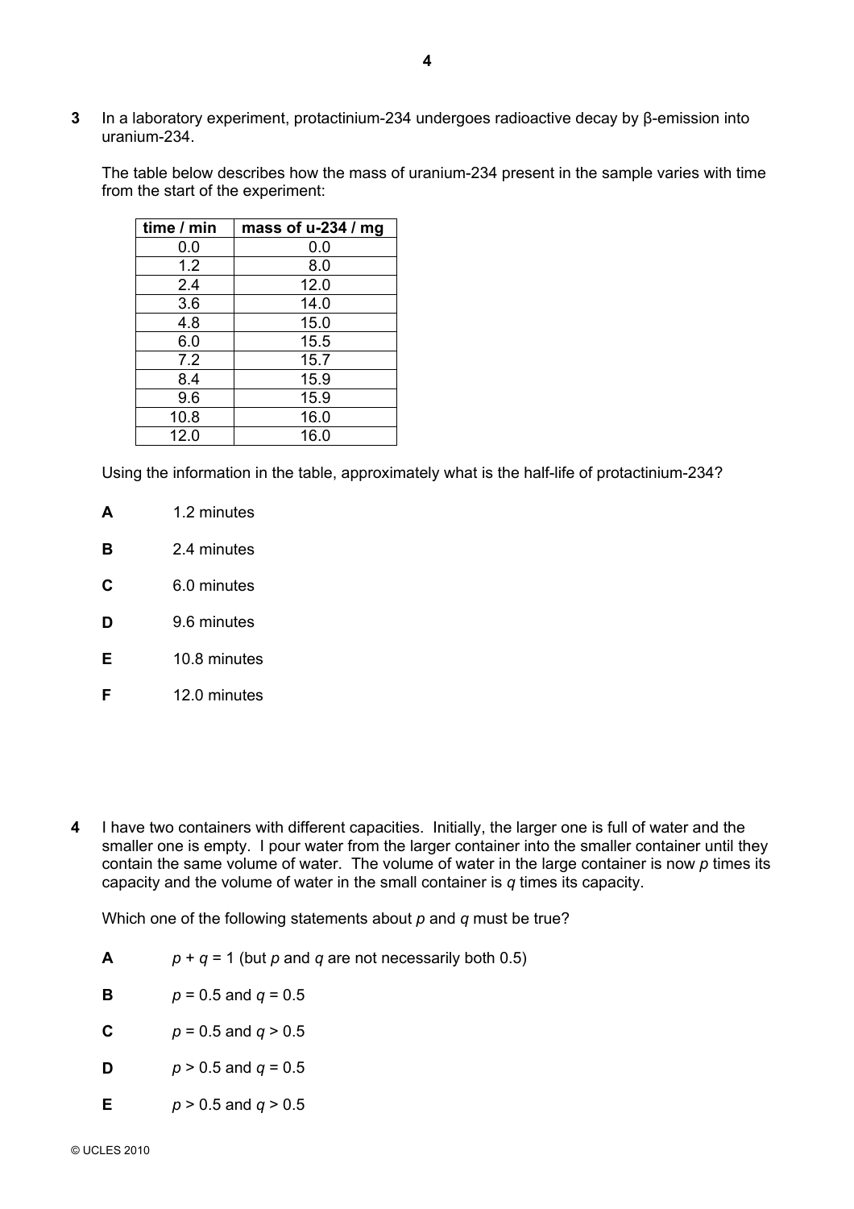**3** In a laboratory experiment, protactinium-234 undergoes radioactive decay by β-emission into uranium-234.

The table below describes how the mass of uranium-234 present in the sample varies with time from the start of the experiment:

| time / min | mass of u-234 / mg |
|---|---|
| 0.0 | 0.0 |
| 1.2 | 8.0 |
| 2.4 | 12.0 |
| 3.6 | 14.0 |
| 4.8 | 15.0 |
| 6.0 | 15.5 |
| 7.2 | 15.7 |
| 8.4 | 15.9 |
| 9.6 | 15.9 |
| 10.8 | 16.0 |
| 12.0 | 16.0 |

Using the information in the table, approximately what is the half-life of protactinium-234?

**A** 1.2 minutes

**B** 2.4 minutes

**C** 6.0 minutes

**D** 9.6 minutes

**E** 10.8 minutes

**F** 12.0 minutes

**4** I have two containers with different capacities. Initially, the larger one is full of water and the smaller one is empty. I pour water from the larger container into the smaller container until they contain the same volume of water. The volume of water in the large container is now $p$ times its capacity and the volume of water in the small container is $q$ times its capacity.

Which one of the following statements about $p$ and $q$ must be true?

**A** $p + q = 1$ (but $p$ and $q$ are not necessarily both 0.5)

**B** $p = 0.5$ and $q = 0.5$

**C** $p = 0.5$ and $q > 0.5$

**D** $p > 0.5$ and $q = 0.5$

**E** $p > 0.5$ and $q > 0.5$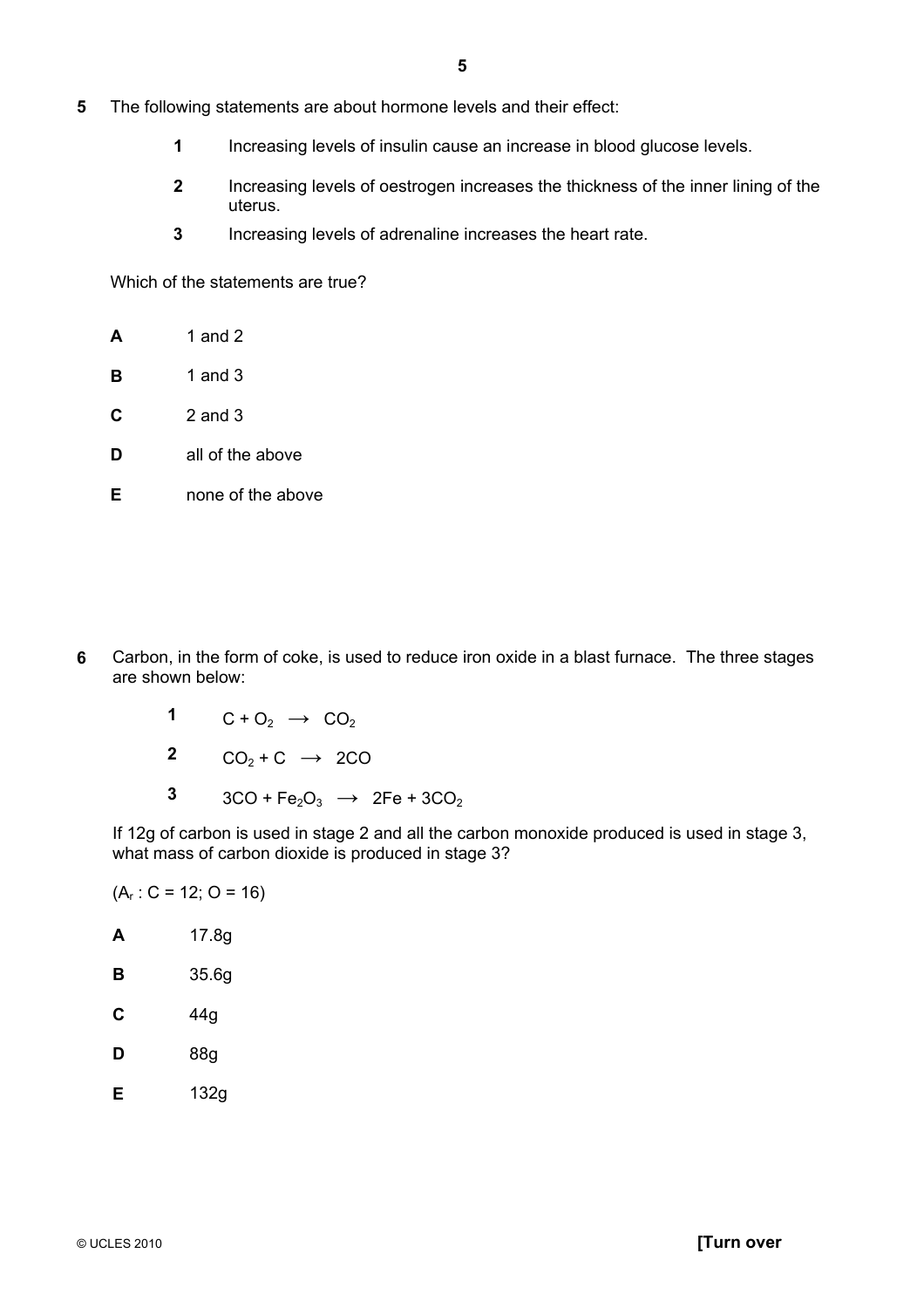**5** The following statements are about hormone levels and their effect:

**1** Increasing levels of insulin cause an increase in blood glucose levels.

**2** Increasing levels of oestrogen increases the thickness of the inner lining of the uterus.

**3** Increasing levels of adrenaline increases the heart rate.

Which of the statements are true?

**A** 1 and 2

**B** 1 and 3

**C** 2 and 3

**D** all of the above

**E** none of the above

**6** Carbon, in the form of coke, is used to reduce iron oxide in a blast furnace. The three stages are shown below:

**1** $C + O_2 \rightarrow CO_2$

**2** $CO_2 + C \rightarrow 2CO$

**3** $3CO + Fe_2O_3 \rightarrow 2Fe + 3CO_2$

If 12g of carbon is used in stage 2 and all the carbon monoxide produced is used in stage 3, what mass of carbon dioxide is produced in stage 3?

($A_r$ : C = 12; O = 16)

**A** 17.8g

**B** 35.6g

**C** 44g

**D** 88g

**E** 132g

© UCLES 2010 **[Turn over**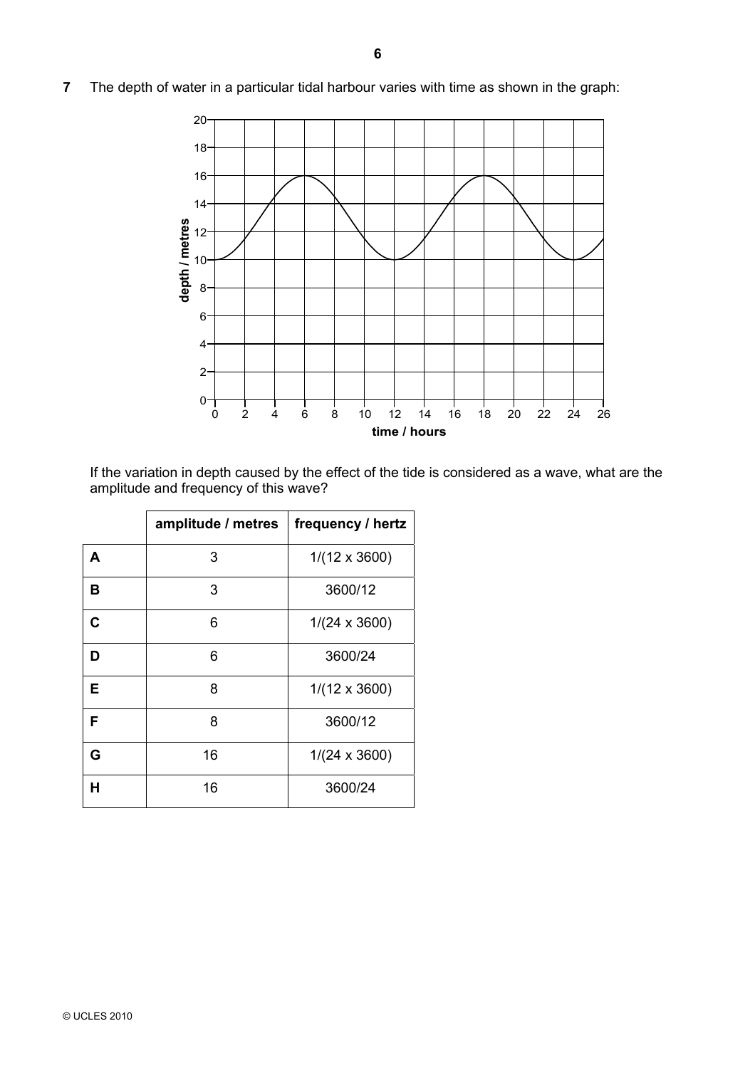**7** The depth of water in a particular tidal harbour varies with time as shown in the graph:

If the variation in depth caused by the effect of the tide is considered as a wave, what are the amplitude and frequency of this wave?

| | amplitude / metres | frequency / hertz |
|---|---|---|
| **A** | 3 | 1/(12 x 3600) |
| **B** | 3 | 3600/12 |
| **C** | 6 | 1/(24 x 3600) |
| **D** | 6 | 3600/24 |
| **E** | 8 | 1/(12 x 3600) |
| **F** | 8 | 3600/12 |
| **G** | 16 | 1/(24 x 3600) |
| **H** | 16 | 3600/24 |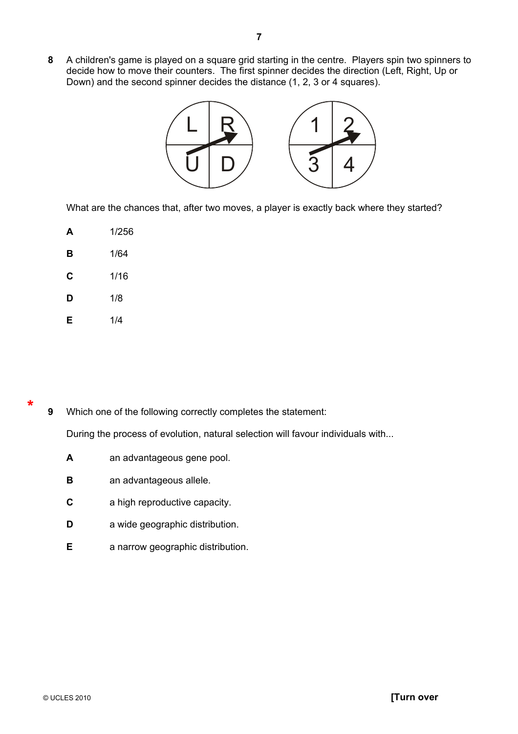**8** A children's game is played on a square grid starting in the centre. Players spin two spinners to decide how to move their counters. The first spinner decides the direction (Left, Right, Up or Down) and the second spinner decides the distance (1, 2, 3 or 4 squares).

What are the chances that, after two moves, a player is exactly back where they started?

**A** 1/256

**B** 1/64

**C** 1/16

**D** 1/8

**E** 1/4

*

**9** Which one of the following correctly completes the statement:

During the process of evolution, natural selection will favour individuals with...

**A** an advantageous gene pool.

**B** an advantageous allele.

**C** a high reproductive capacity.

**D** a wide geographic distribution.

**E** a narrow geographic distribution.

**[Turn over**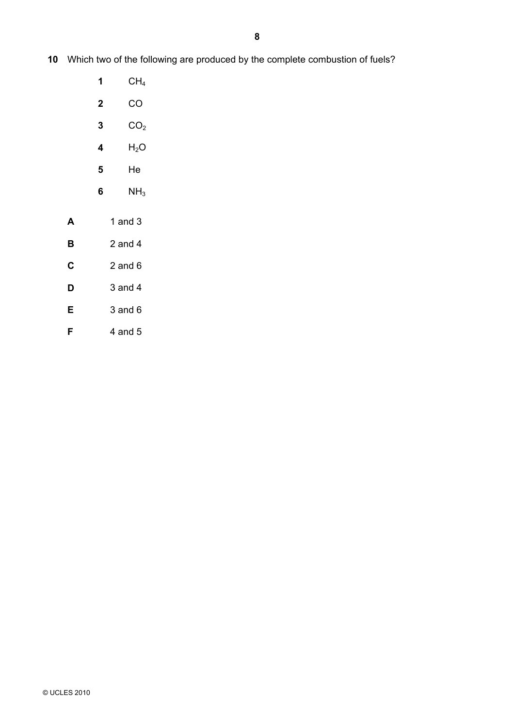**10** Which two of the following are produced by the complete combustion of fuels?

**1** $CH_4$

**2** $CO$

**3** $CO_2$

**4** $H_2O$

**5** $He$

**6** $NH_3$

**A** 1 and 3

**B** 2 and 4

**C** 2 and 6

**D** 3 and 4

**E** 3 and 6

**F** 4 and 5

© UCLES 2010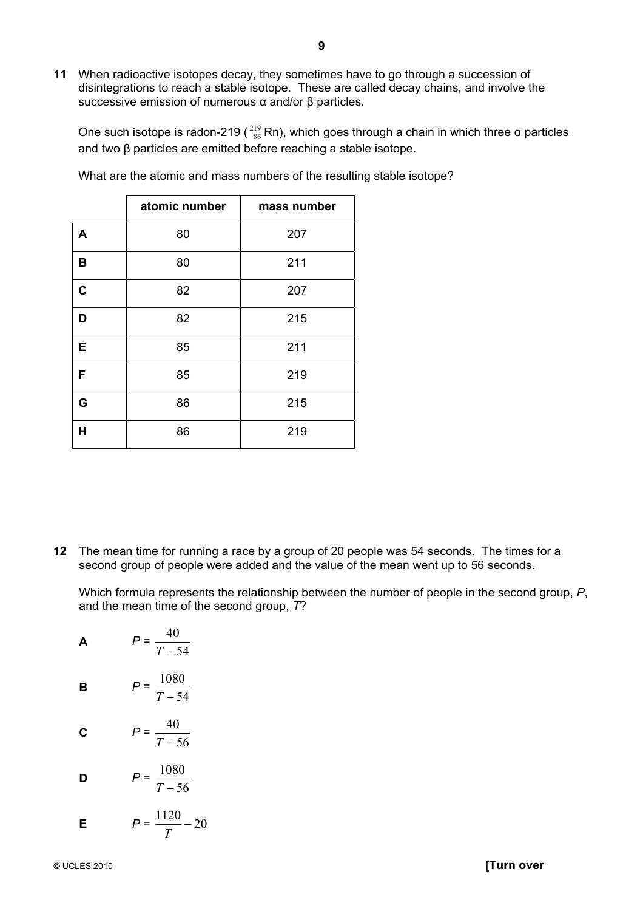**11** When radioactive isotopes decay, they sometimes have to go through a succession of disintegrations to reach a stable isotope. These are called decay chains, and involve the successive emission of numerous α and/or β particles.

One such isotope is radon-219 ($^{219}_{86}$Rn), which goes through a chain in which three α particles and two β particles are emitted before reaching a stable isotope.

What are the atomic and mass numbers of the resulting stable isotope?

| | atomic number | mass number |
|---|---|---|
| **A** | 80 | 207 |
| **B** | 80 | 211 |
| **C** | 82 | 207 |
| **D** | 82 | 215 |
| **E** | 85 | 211 |
| **F** | 85 | 219 |
| **G** | 86 | 215 |
| **H** | 86 | 219 |

**12** The mean time for running a race by a group of 20 people was 54 seconds. The times for a second group of people were added and the value of the mean went up to 56 seconds.

Which formula represents the relationship between the number of people in the second group, $P$, and the mean time of the second group, $T$?

**A** $P = \dfrac{40}{T - 54}$

**B** $P = \dfrac{1080}{T - 54}$

**C** $P = \dfrac{40}{T - 56}$

**D** $P = \dfrac{1080}{T - 56}$

**E** $P = \dfrac{1120}{T} - 20$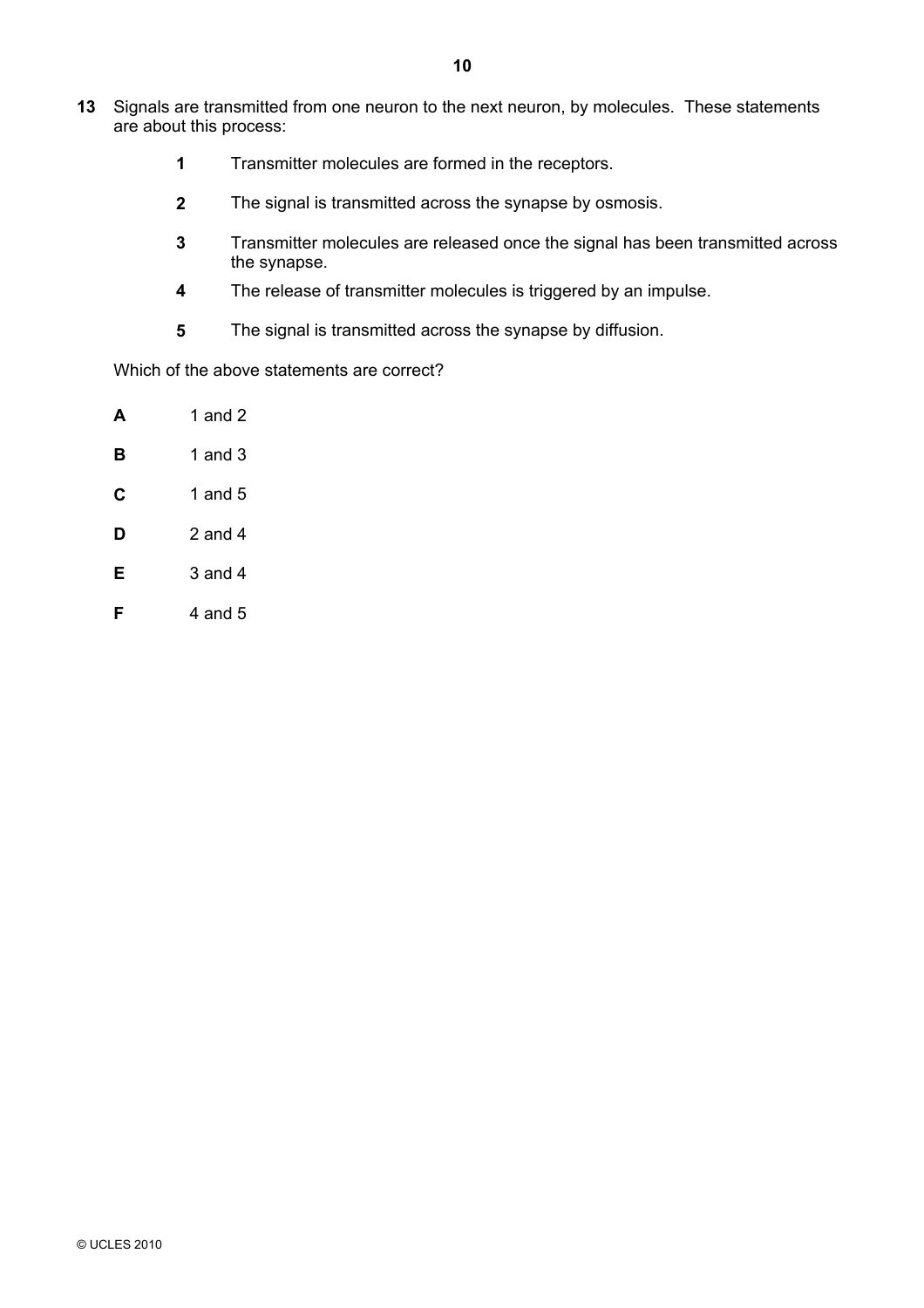**13** Signals are transmitted from one neuron to the next neuron, by molecules. These statements are about this process:

- **1** Transmitter molecules are formed in the receptors.
- **2** The signal is transmitted across the synapse by osmosis.
- **3** Transmitter molecules are released once the signal has been transmitted across the synapse.
- **4** The release of transmitter molecules is triggered by an impulse.
- **5** The signal is transmitted across the synapse by diffusion.

Which of the above statements are correct?

- **A** 1 and 2
- **B** 1 and 3
- **C** 1 and 5
- **D** 2 and 4
- **E** 3 and 4
- **F** 4 and 5

© UCLES 2010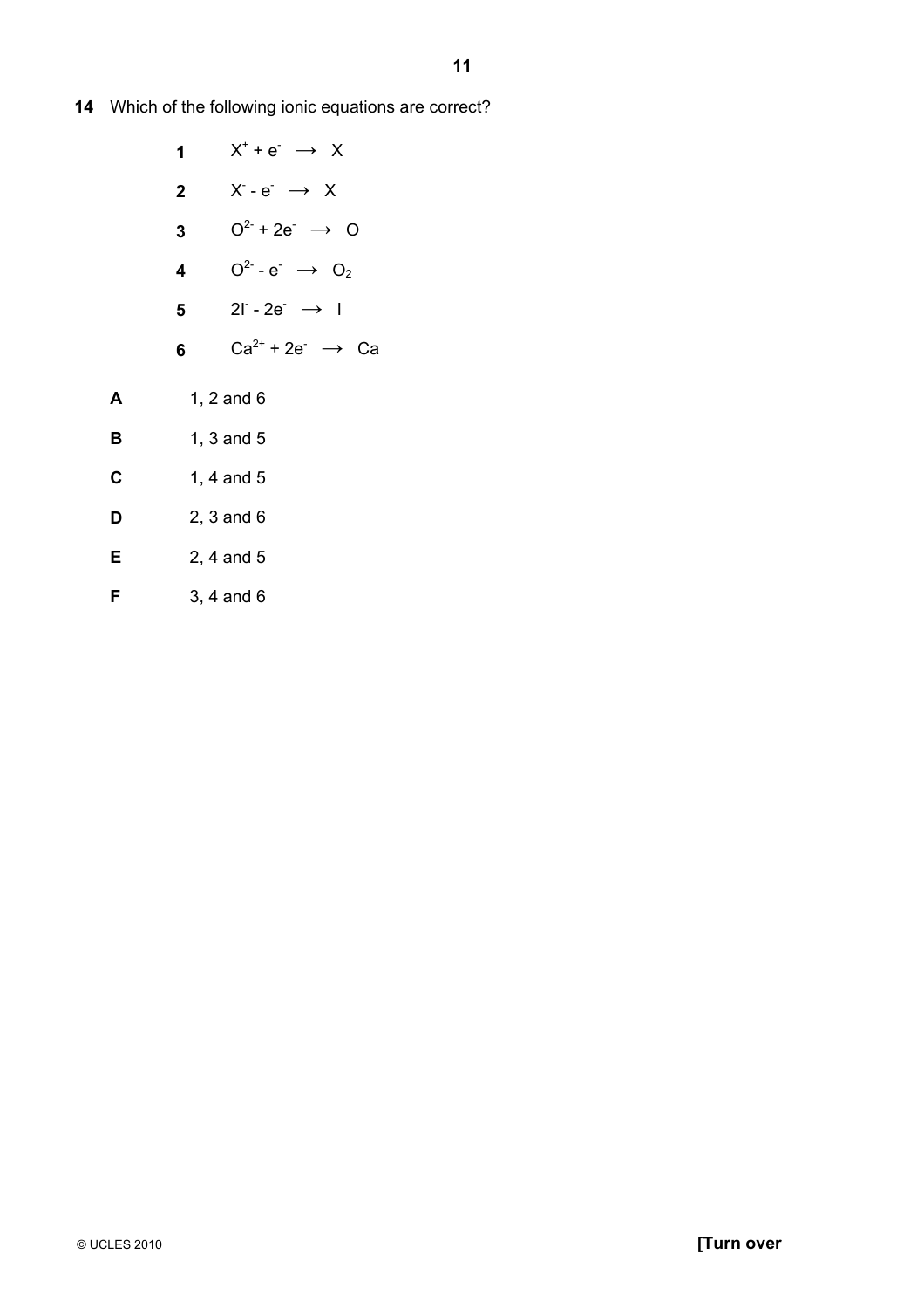**14** Which of the following ionic equations are correct?

**1** $X^+ + e^- \rightarrow X$

**2** $X^- - e^- \rightarrow X$

**3** $O^{2-} + 2e^- \rightarrow O$

**4** $O^{2-} - e^- \rightarrow O_2$

**5** $2I^- - 2e^- \rightarrow I$

**6** $Ca^{2+} + 2e^- \rightarrow Ca$

**A** 1, 2 and 6

**B** 1, 3 and 5

**C** 1, 4 and 5

**D** 2, 3 and 6

**E** 2, 4 and 5

**F** 3, 4 and 6

© UCLES 2010 **[Turn over**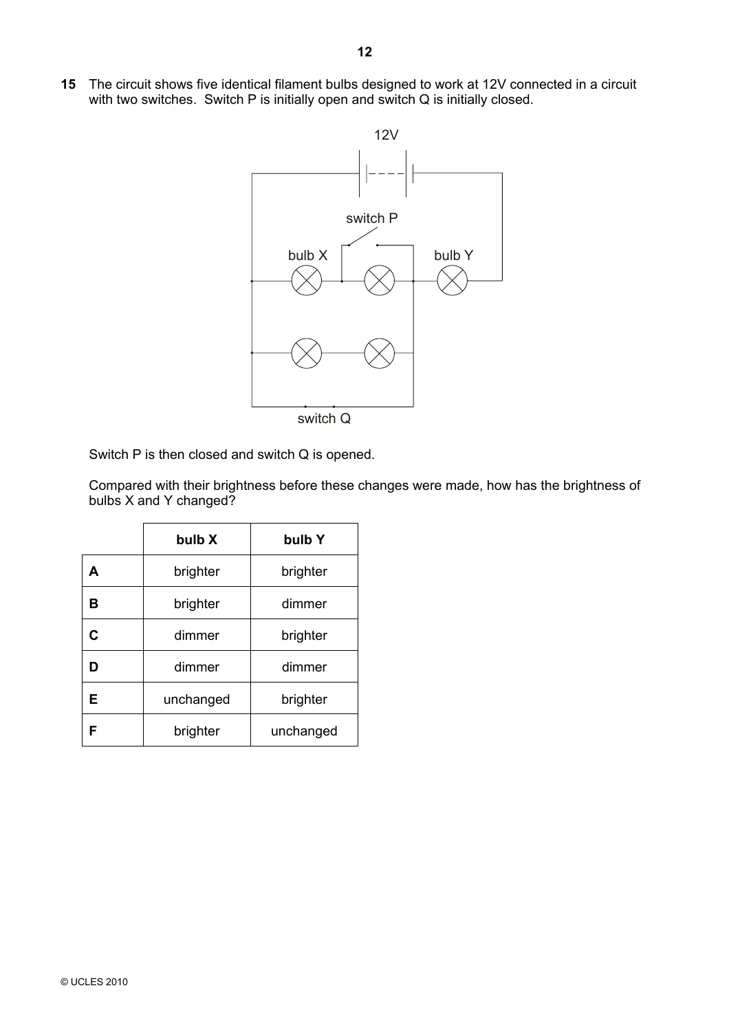**15** The circuit shows five identical filament bulbs designed to work at 12V connected in a circuit with two switches. Switch P is initially open and switch Q is initially closed.

Switch P is then closed and switch Q is opened.

Compared with their brightness before these changes were made, how has the brightness of bulbs X and Y changed?

| | bulb X | bulb Y |
|---|---|---|
| **A** | brighter | brighter |
| **B** | brighter | dimmer |
| **C** | dimmer | brighter |
| **D** | dimmer | dimmer |
| **E** | unchanged | brighter |
| **F** | brighter | unchanged |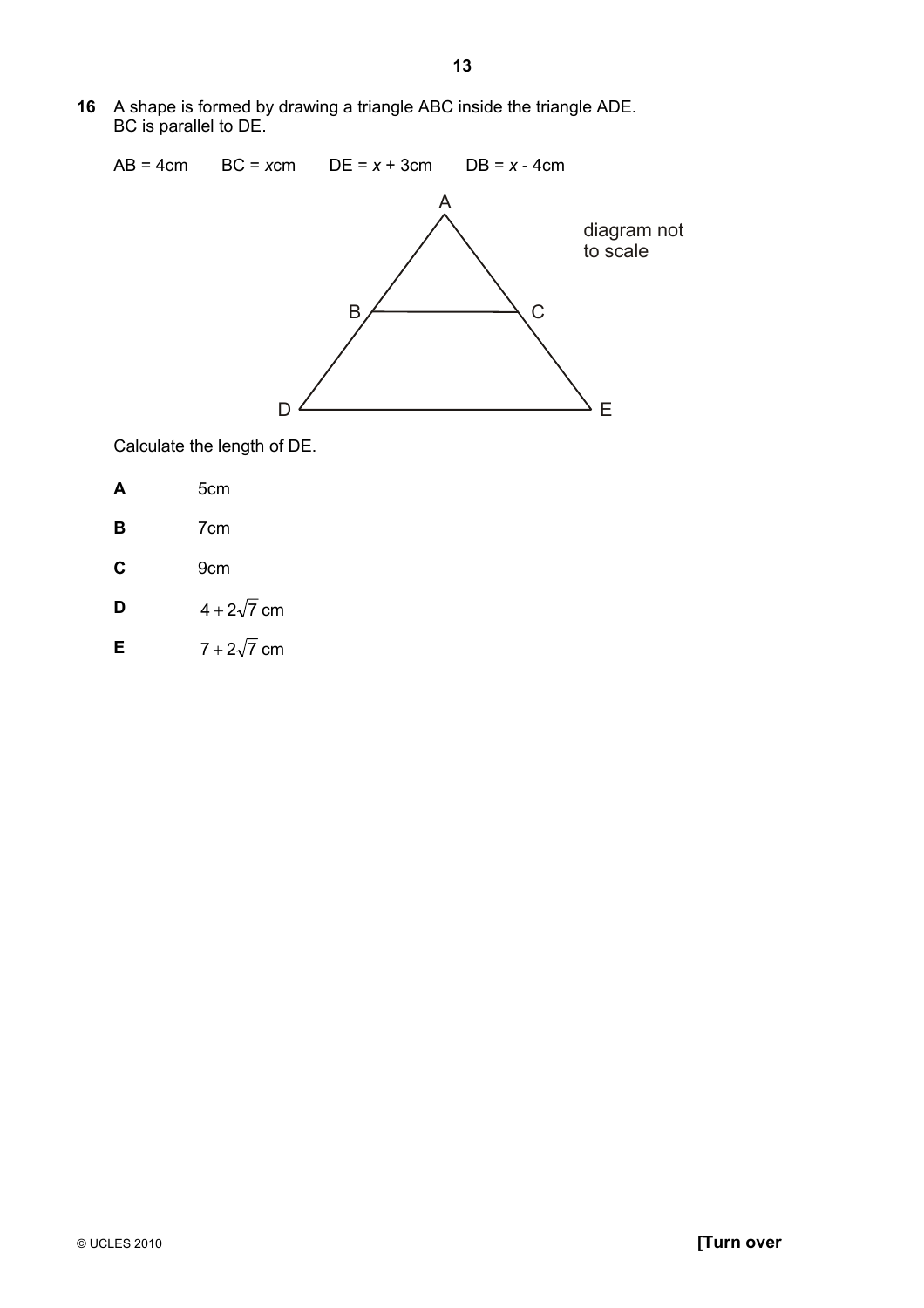**16** A shape is formed by drawing a triangle ABC inside the triangle ADE.
BC is parallel to DE.

AB = 4cm  BC = $x$cm  DE = $x$ + 3cm  DB = $x$ - 4cm

A

B C

D E

diagram not to scale

Calculate the length of DE.

**A** 5cm

**B** 7cm

**C** 9cm

**D** $4 + 2\sqrt{7}$ cm

**E** $7 + 2\sqrt{7}$ cm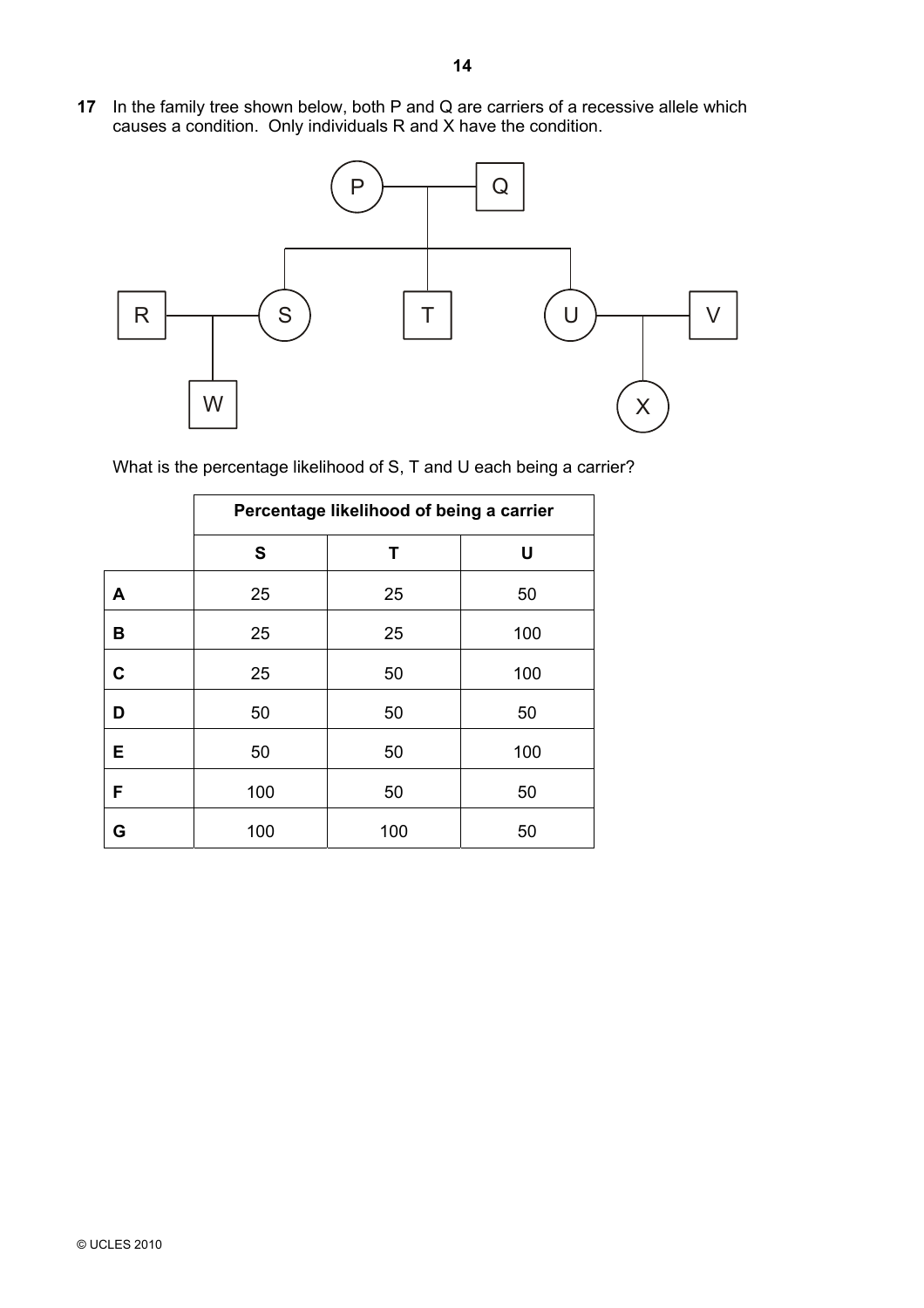**17** In the family tree shown below, both P and Q are carriers of a recessive allele which causes a condition. Only individuals R and X have the condition.

What is the percentage likelihood of S, T and U each being a carrier?

| | Percentage likelihood of being a carrier | | |
|---|---|---|---|
| | **S** | **T** | **U** |
| **A** | 25 | 25 | 50 |
| **B** | 25 | 25 | 100 |
| **C** | 25 | 50 | 100 |
| **D** | 50 | 50 | 50 |
| **E** | 50 | 50 | 100 |
| **F** | 100 | 50 | 50 |
| **G** | 100 | 100 | 50 |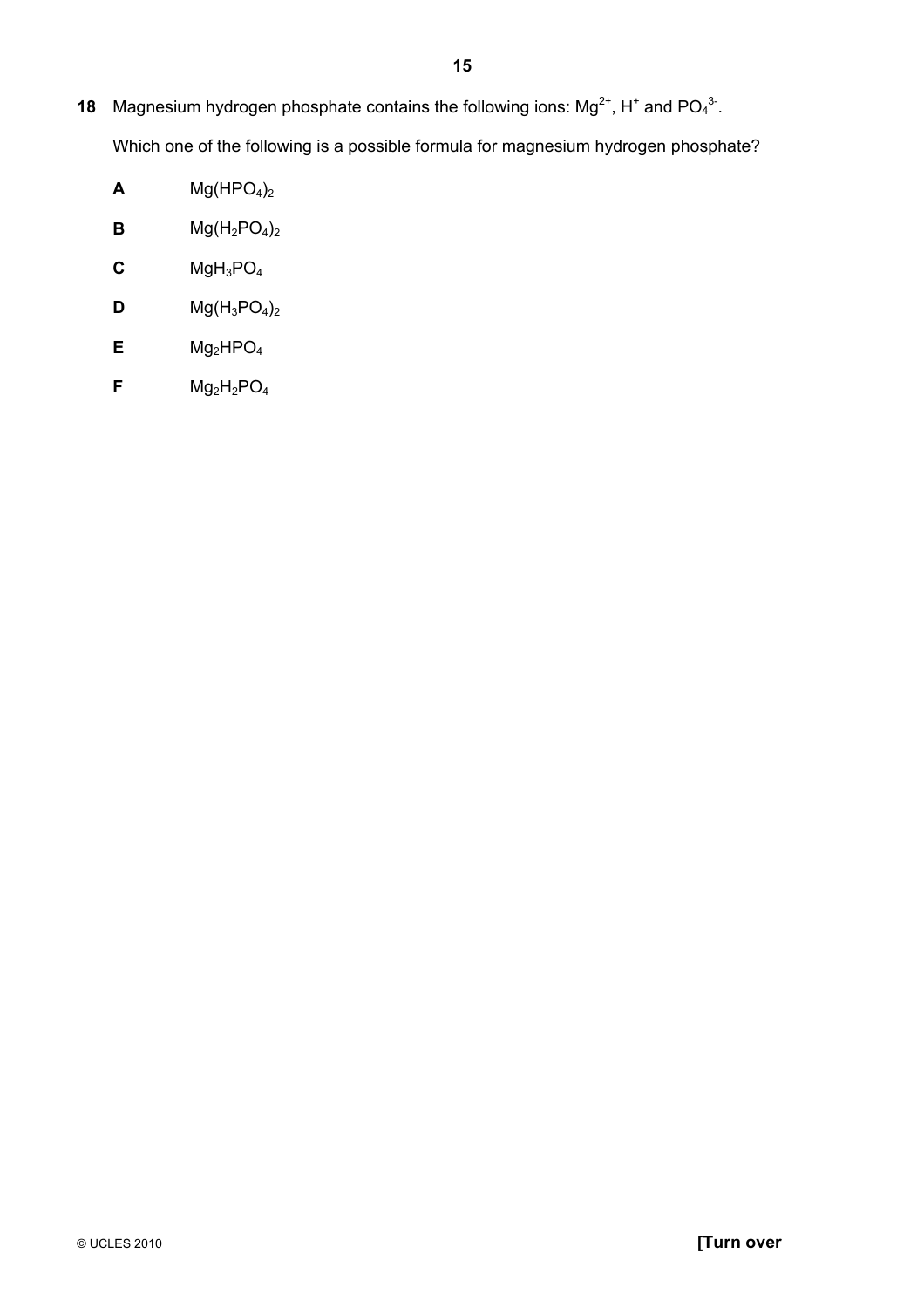**18** Magnesium hydrogen phosphate contains the following ions: $Mg^{2+}$, $H^{+}$ and $PO_4^{3-}$.

Which one of the following is a possible formula for magnesium hydrogen phosphate?

**A** $Mg(HPO_4)_2$

**B** $Mg(H_2PO_4)_2$

**C** $MgH_3PO_4$

**D** $Mg(H_3PO_4)_2$

**E** $Mg_2HPO_4$

**F** $Mg_2H_2PO_4$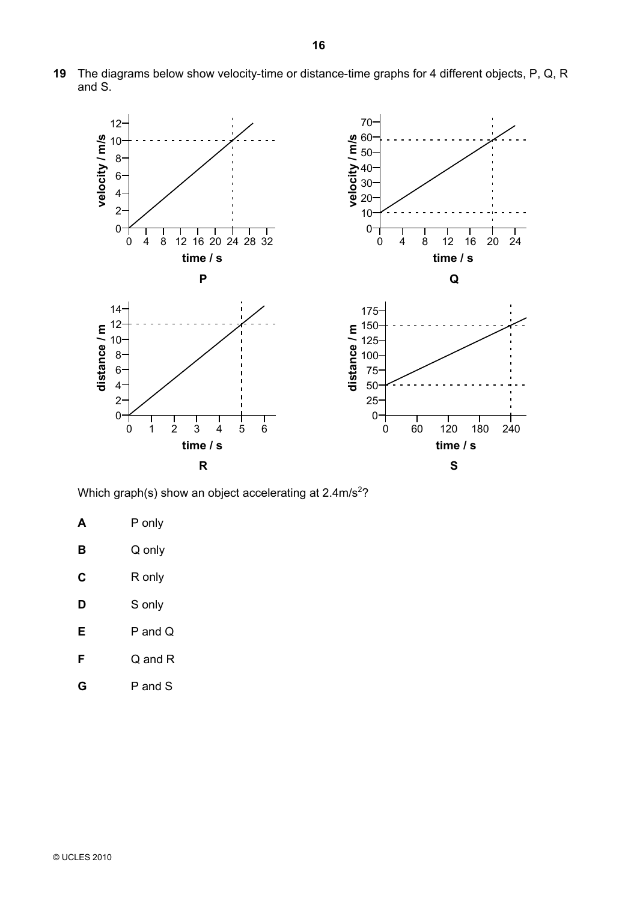**19** The diagrams below show velocity-time or distance-time graphs for 4 different objects, P, Q, R and S.

Which graph(s) show an object accelerating at $2.4 m/s^2$?

**A** P only

**B** Q only

**C** R only

**D** S only

**E** P and Q

**F** Q and R

**G** P and S

© UCLES 2010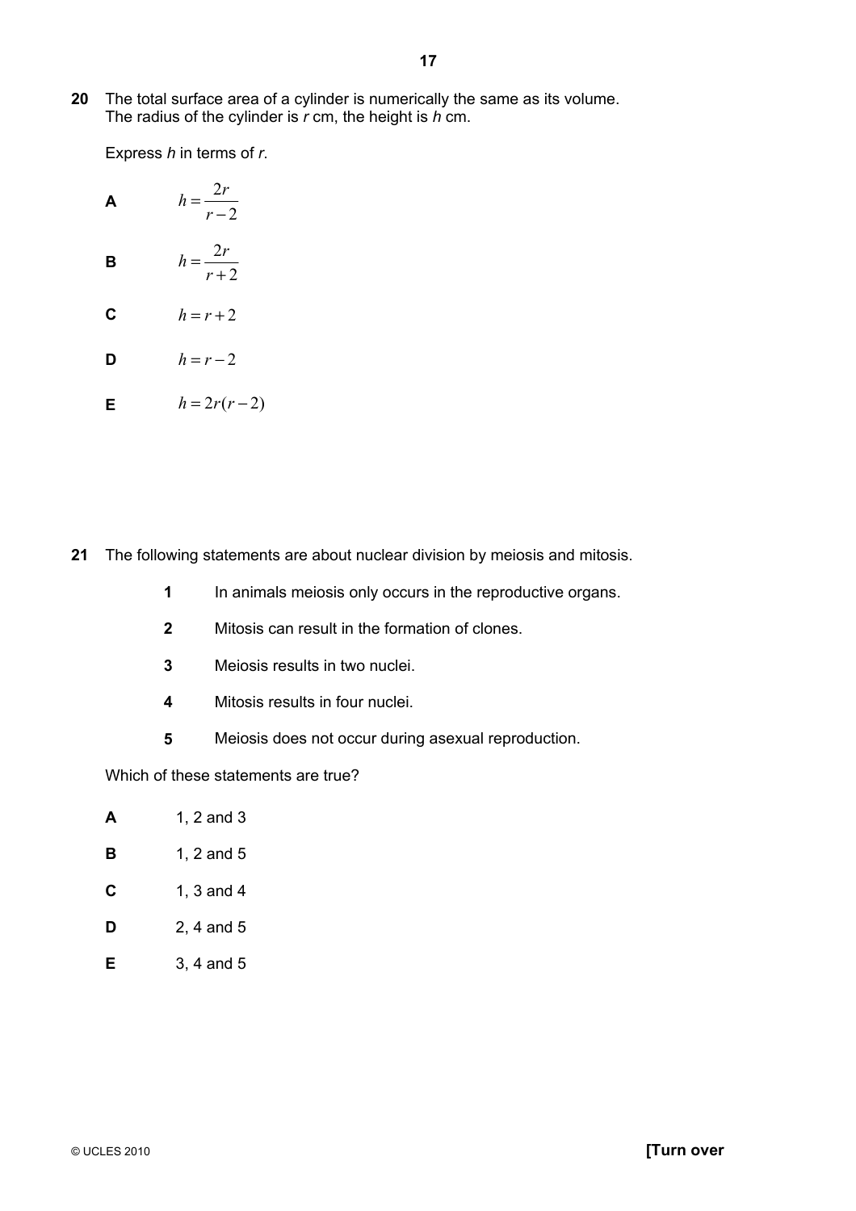**20** The total surface area of a cylinder is numerically the same as its volume.
The radius of the cylinder is $r$ cm, the height is $h$ cm.

Express $h$ in terms of $r$.

**A** $h = \dfrac{2r}{r-2}$

**B** $h = \dfrac{2r}{r+2}$

**C** $h = r + 2$

**D** $h = r - 2$

**E** $h = 2r(r-2)$

**21** The following statements are about nuclear division by meiosis and mitosis.

**1** In animals meiosis only occurs in the reproductive organs.

**2** Mitosis can result in the formation of clones.

**3** Meiosis results in two nuclei.

**4** Mitosis results in four nuclei.

**5** Meiosis does not occur during asexual reproduction.

Which of these statements are true?

**A** 1, 2 and 3

**B** 1, 2 and 5

**C** 1, 3 and 4

**D** 2, 4 and 5

**E** 3, 4 and 5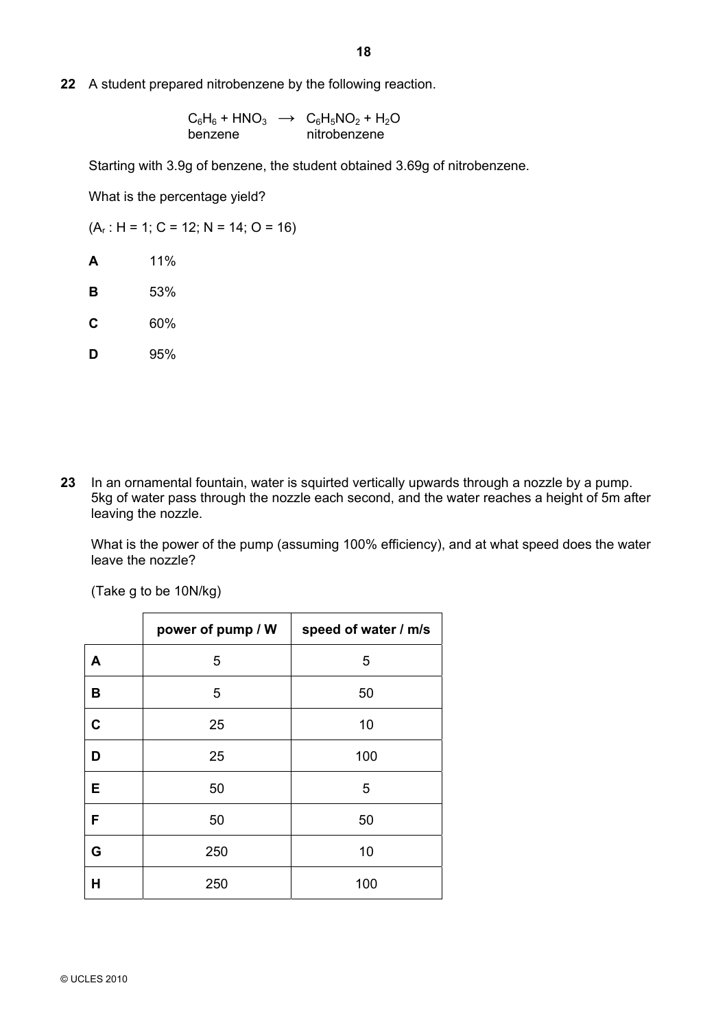**22** A student prepared nitrobenzene by the following reaction.

$$C_6H_6 + HNO_3 \rightarrow C_6H_5NO_2 + H_2O$$

benzene → nitrobenzene

Starting with 3.9g of benzene, the student obtained 3.69g of nitrobenzene.

What is the percentage yield?

($A_r$ : H = 1; C = 12; N = 14; O = 16)

**A** 11%

**B** 53%

**C** 60%

**D** 95%

**23** In an ornamental fountain, water is squirted vertically upwards through a nozzle by a pump. 5kg of water pass through the nozzle each second, and the water reaches a height of 5m after leaving the nozzle.

What is the power of the pump (assuming 100% efficiency), and at what speed does the water leave the nozzle?

(Take g to be 10N/kg)

| | power of pump / W | speed of water / m/s |
|---|---|---|
| **A** | 5 | 5 |
| **B** | 5 | 50 |
| **C** | 25 | 10 |
| **D** | 25 | 100 |
| **E** | 50 | 5 |
| **F** | 50 | 50 |
| **G** | 250 | 10 |
| **H** | 250 | 100 |

© UCLES 2010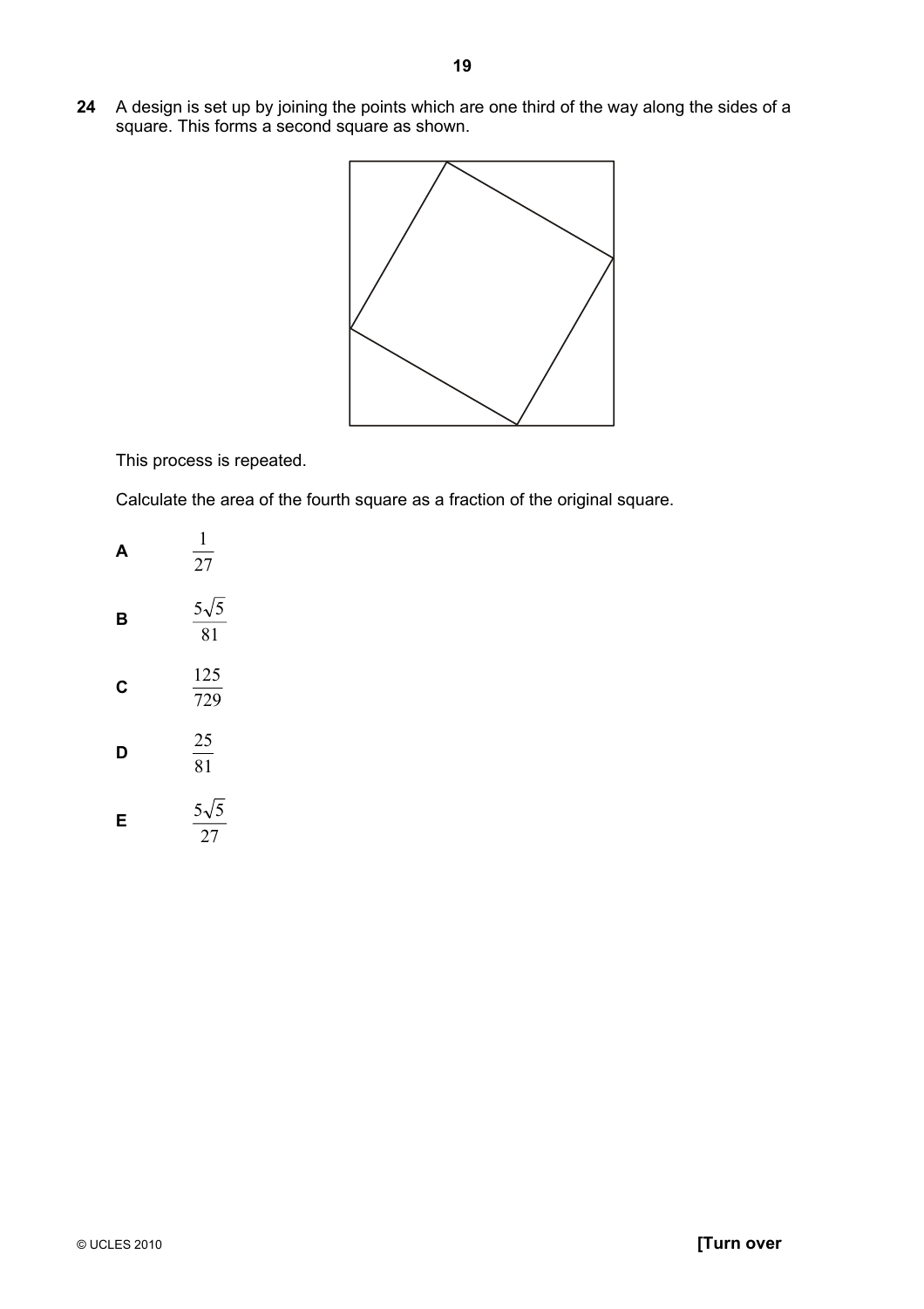**24** A design is set up by joining the points which are one third of the way along the sides of a square. This forms a second square as shown.

This process is repeated.

Calculate the area of the fourth square as a fraction of the original square.

**A** $\frac{1}{27}$

**B** $\frac{5\sqrt{5}}{81}$

**C** $\frac{125}{729}$

**D** $\frac{25}{81}$

**E** $\frac{5\sqrt{5}}{27}$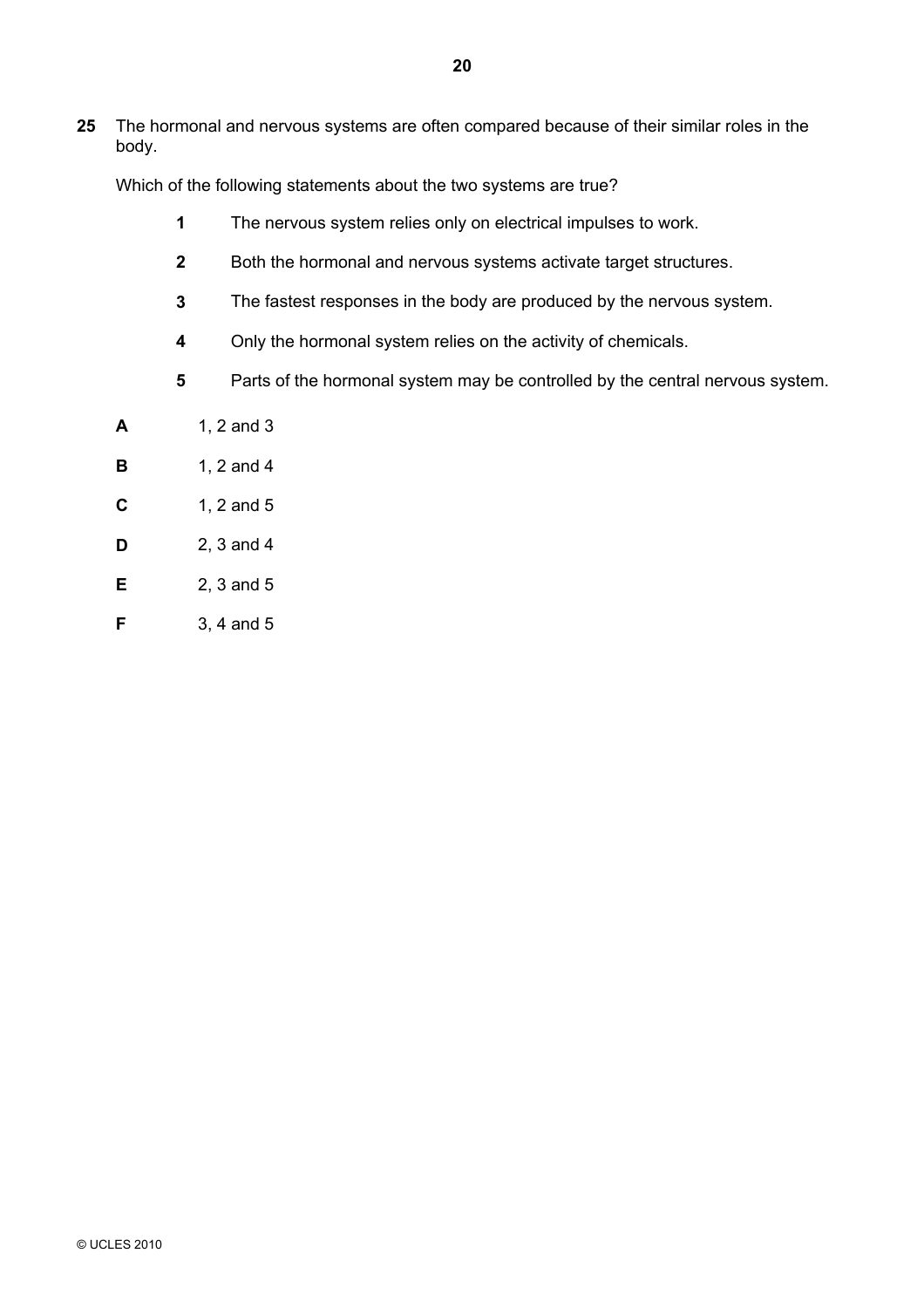**25** The hormonal and nervous systems are often compared because of their similar roles in the body.

Which of the following statements about the two systems are true?

**1** The nervous system relies only on electrical impulses to work.

**2** Both the hormonal and nervous systems activate target structures.

**3** The fastest responses in the body are produced by the nervous system.

**4** Only the hormonal system relies on the activity of chemicals.

**5** Parts of the hormonal system may be controlled by the central nervous system.

**A** 1, 2 and 3

**B** 1, 2 and 4

**C** 1, 2 and 5

**D** 2, 3 and 4

**E** 2, 3 and 5

**F** 3, 4 and 5

© UCLES 2010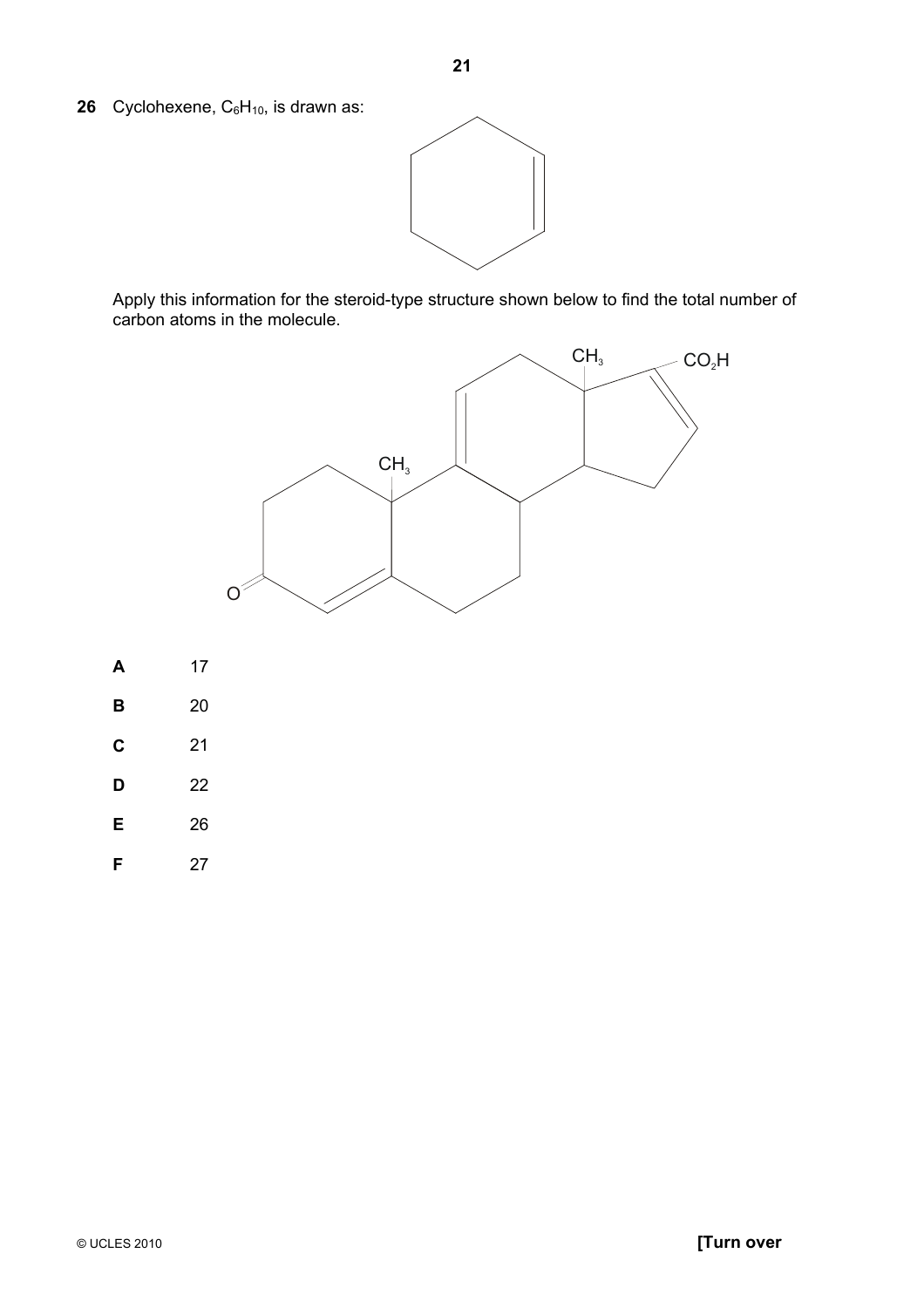**26** Cyclohexene, $C_6H_{10}$, is drawn as:

Apply this information for the steroid-type structure shown below to find the total number of carbon atoms in the molecule.

**A** 17

**B** 20

**C** 21

**D** 22

**E** 26

**F** 27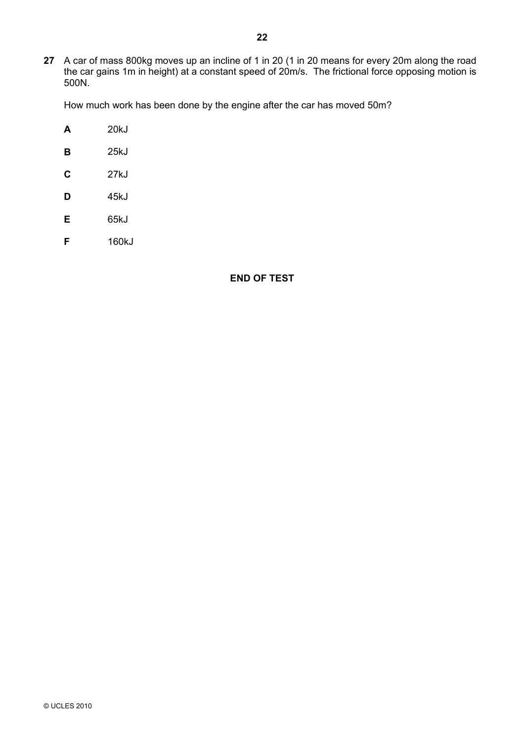**27** A car of mass 800kg moves up an incline of 1 in 20 (1 in 20 means for every 20m along the road the car gains 1m in height) at a constant speed of 20m/s. The frictional force opposing motion is 500N.

How much work has been done by the engine after the car has moved 50m?

**A** 20kJ

**B** 25kJ

**C** 27kJ

**D** 45kJ

**E** 65kJ

**F** 160kJ

**END OF TEST**

© UCLES 2010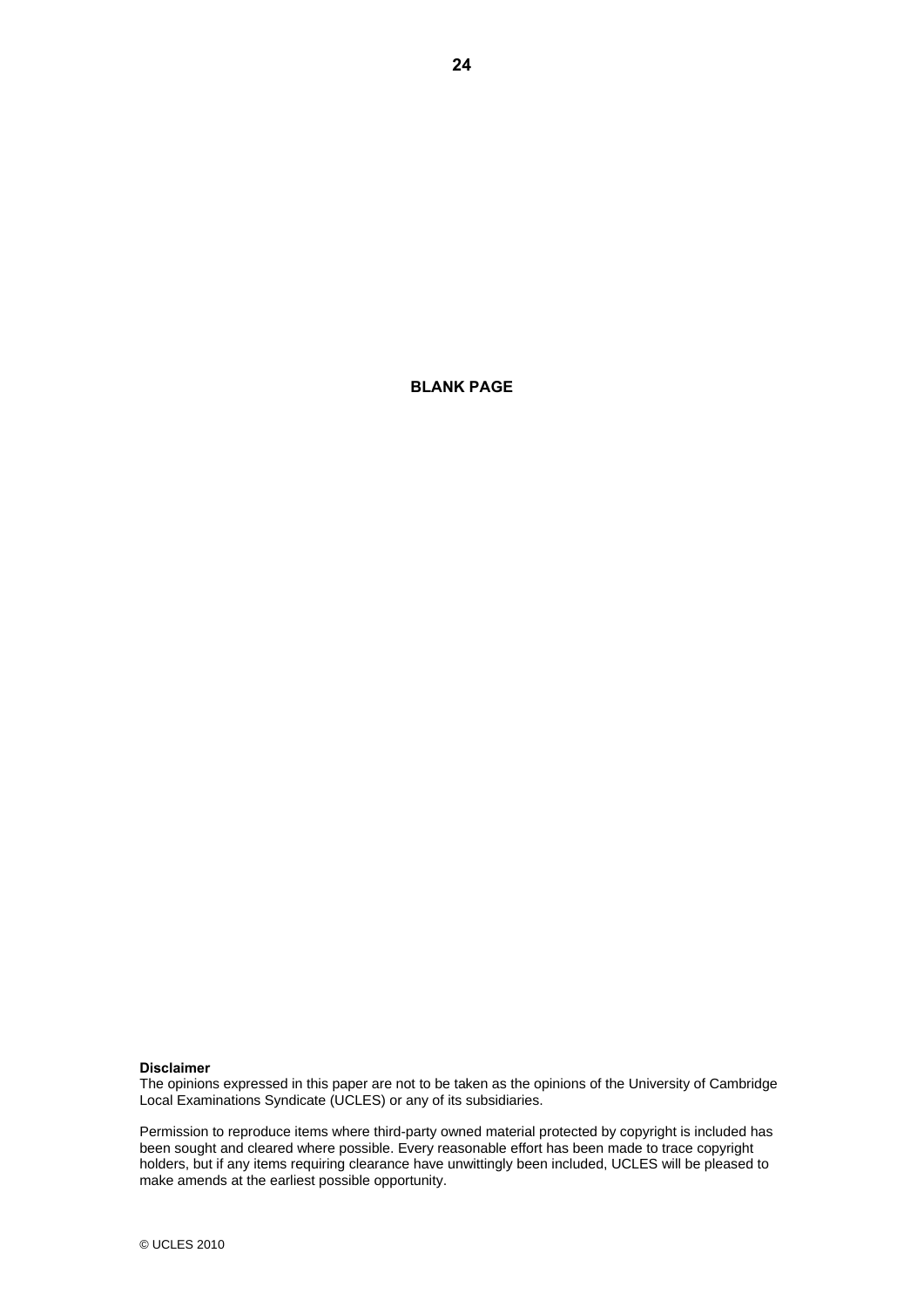BLANK PAGE

**Disclaimer**
The opinions expressed in this paper are not to be taken as the opinions of the University of Cambridge Local Examinations Syndicate (UCLES) or any of its subsidiaries.

Permission to reproduce items where third-party owned material protected by copyright is included has been sought and cleared where possible. Every reasonable effort has been made to trace copyright holders, but if any items requiring clearance have unwittingly been included, UCLES will be pleased to make amends at the earliest possible opportunity.

© UCLES 2010